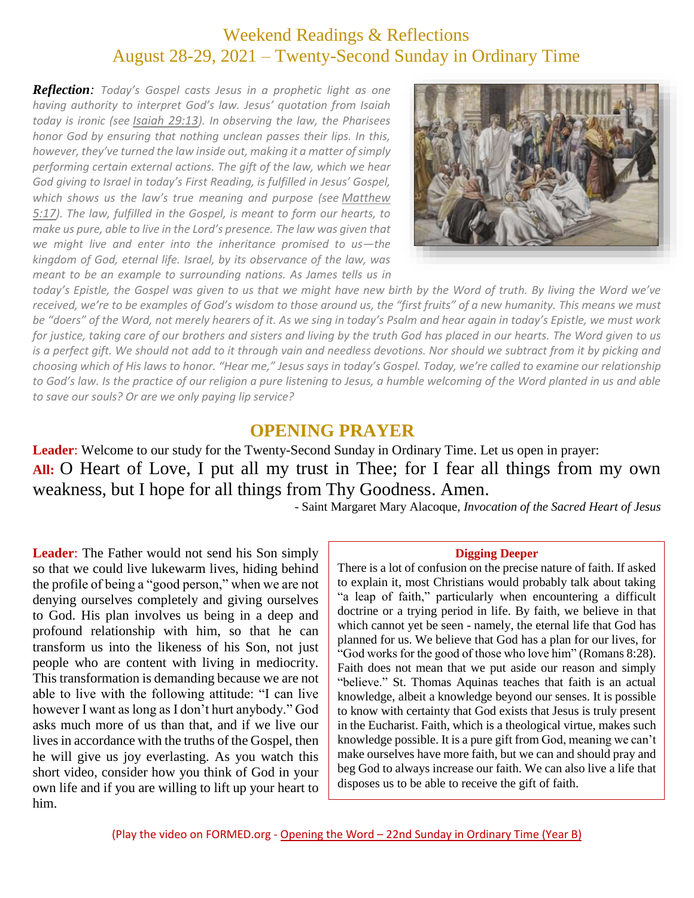# Weekend Readings & Reflections
## August 28-29, 2021 – Twenty-Second Sunday in Ordinary Time

***Reflection:*** *Today's Gospel casts Jesus in a prophetic light as one having authority to interpret God's law. Jesus' quotation from Isaiah today is ironic (see Isaiah 29:13). In observing the law, the Pharisees honor God by ensuring that nothing unclean passes their lips. In this, however, they've turned the law inside out, making it a matter of simply performing certain external actions. The gift of the law, which we hear God giving to Israel in today's First Reading, is fulfilled in Jesus' Gospel, which shows us the law's true meaning and purpose (see Matthew 5:17). The law, fulfilled in the Gospel, is meant to form our hearts, to make us pure, able to live in the Lord's presence. The law was given that we might live and enter into the inheritance promised to us—the kingdom of God, eternal life. Israel, by its observance of the law, was meant to be an example to surrounding nations. As James tells us in today's Epistle, the Gospel was given to us that we might have new birth by the Word of truth. By living the Word we've received, we're to be examples of God's wisdom to those around us, the "first fruits" of a new humanity. This means we must be "doers" of the Word, not merely hearers of it. As we sing in today's Psalm and hear again in today's Epistle, we must work for justice, taking care of our brothers and sisters and living by the truth God has placed in our hearts. The Word given to us is a perfect gift. We should not add to it through vain and needless devotions. Nor should we subtract from it by picking and choosing which of His laws to honor. "Hear me," Jesus says in today's Gospel. Today, we're called to examine our relationship to God's law. Is the practice of our religion a pure listening to Jesus, a humble welcoming of the Word planted in us and able to save our souls? Or are we only paying lip service?*

## OPENING PRAYER

**Leader**: Welcome to our study for the Twenty-Second Sunday in Ordinary Time. Let us open in prayer:

**All:** O Heart of Love, I put all my trust in Thee; for I fear all things from my own weakness, but I hope for all things from Thy Goodness. Amen.

- Saint Margaret Mary Alacoque, *Invocation of the Sacred Heart of Jesus*

**Leader**: The Father would not send his Son simply so that we could live lukewarm lives, hiding behind the profile of being a "good person," when we are not denying ourselves completely and giving ourselves to God. His plan involves us being in a deep and profound relationship with him, so that he can transform us into the likeness of his Son, not just people who are content with living in mediocrity. This transformation is demanding because we are not able to live with the following attitude: "I can live however I want as long as I don't hurt anybody." God asks much more of us than that, and if we live our lives in accordance with the truths of the Gospel, then he will give us joy everlasting. As you watch this short video, consider how you think of God in your own life and if you are willing to lift up your heart to him.

**Digging Deeper**

There is a lot of confusion on the precise nature of faith. If asked to explain it, most Christians would probably talk about taking "a leap of faith," particularly when encountering a difficult doctrine or a trying period in life. By faith, we believe in that which cannot yet be seen - namely, the eternal life that God has planned for us. We believe that God has a plan for our lives, for "God works for the good of those who love him" (Romans 8:28). Faith does not mean that we put aside our reason and simply "believe." St. Thomas Aquinas teaches that faith is an actual knowledge, albeit a knowledge beyond our senses. It is possible to know with certainty that God exists that Jesus is truly present in the Eucharist. Faith, which is a theological virtue, makes such knowledge possible. It is a pure gift from God, meaning we can't make ourselves have more faith, but we can and should pray and beg God to always increase our faith. We can also live a life that disposes us to be able to receive the gift of faith.

(Play the video on FORMED.org - Opening the Word – 22nd Sunday in Ordinary Time (Year B)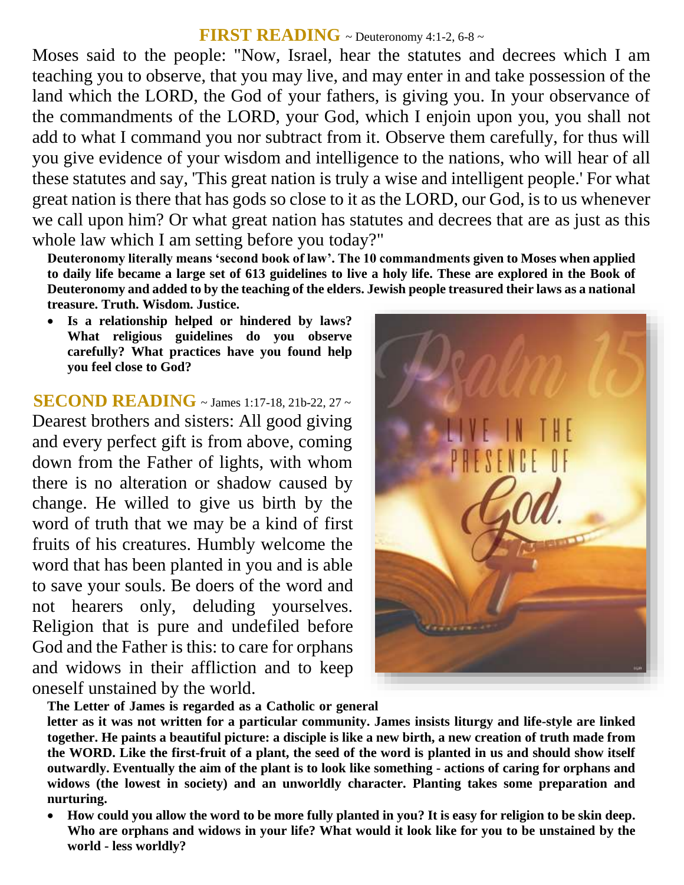## FIRST READING ~ Deuteronomy 4:1-2, 6-8 ~

Moses said to the people: "Now, Israel, hear the statutes and decrees which I am teaching you to observe, that you may live, and may enter in and take possession of the land which the LORD, the God of your fathers, is giving you. In your observance of the commandments of the LORD, your God, which I enjoin upon you, you shall not add to what I command you nor subtract from it. Observe them carefully, for thus will you give evidence of your wisdom and intelligence to the nations, who will hear of all these statutes and say, 'This great nation is truly a wise and intelligent people.' For what great nation is there that has gods so close to it as the LORD, our God, is to us whenever we call upon him? Or what great nation has statutes and decrees that are as just as this whole law which I am setting before you today?"

**Deuteronomy literally means 'second book of law'. The 10 commandments given to Moses when applied to daily life became a large set of 613 guidelines to live a holy life. These are explored in the Book of Deuteronomy and added to by the teaching of the elders. Jewish people treasured their laws as a national treasure. Truth. Wisdom. Justice.**

- **Is a relationship helped or hindered by laws? What religious guidelines do you observe carefully? What practices have you found help you feel close to God?**

## SECOND READING ~ James 1:17-18, 21b-22, 27 ~

Dearest brothers and sisters: All good giving and every perfect gift is from above, coming down from the Father of lights, with whom there is no alteration or shadow caused by change. He willed to give us birth by the word of truth that we may be a kind of first fruits of his creatures. Humbly welcome the word that has been planted in you and is able to save your souls. Be doers of the word and not hearers only, deluding yourselves. Religion that is pure and undefiled before God and the Father is this: to care for orphans and widows in their affliction and to keep oneself unstained by the world.

**The Letter of James is regarded as a Catholic or general letter as it was not written for a particular community. James insists liturgy and life-style are linked together. He paints a beautiful picture: a disciple is like a new birth, a new creation of truth made from the WORD. Like the first-fruit of a plant, the seed of the word is planted in us and should show itself outwardly. Eventually the aim of the plant is to look like something - actions of caring for orphans and widows (the lowest in society) and an unworldly character. Planting takes some preparation and nurturing.**

- **How could you allow the word to be more fully planted in you? It is easy for religion to be skin deep. Who are orphans and widows in your life? What would it look like for you to be unstained by the world - less worldly?**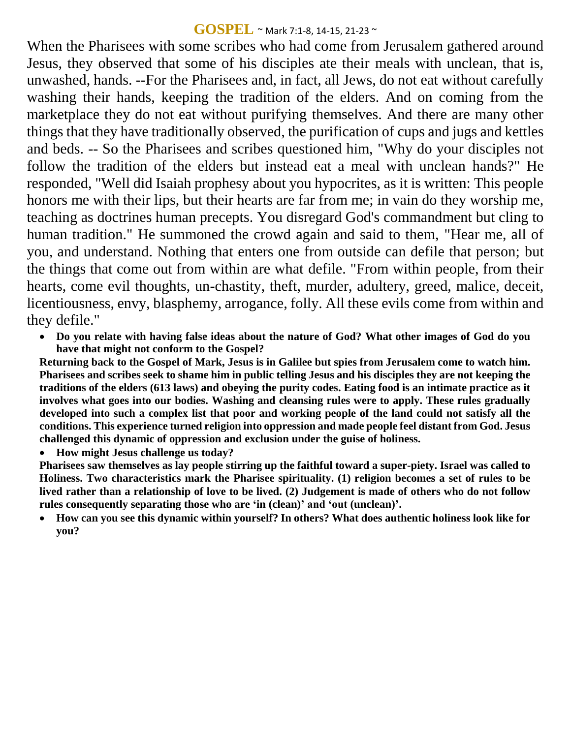## GOSPEL ~ Mark 7:1-8, 14-15, 21-23 ~

When the Pharisees with some scribes who had come from Jerusalem gathered around Jesus, they observed that some of his disciples ate their meals with unclean, that is, unwashed, hands. --For the Pharisees and, in fact, all Jews, do not eat without carefully washing their hands, keeping the tradition of the elders. And on coming from the marketplace they do not eat without purifying themselves. And there are many other things that they have traditionally observed, the purification of cups and jugs and kettles and beds. -- So the Pharisees and scribes questioned him, "Why do your disciples not follow the tradition of the elders but instead eat a meal with unclean hands?" He responded, "Well did Isaiah prophesy about you hypocrites, as it is written: This people honors me with their lips, but their hearts are far from me; in vain do they worship me, teaching as doctrines human precepts. You disregard God's commandment but cling to human tradition." He summoned the crowd again and said to them, "Hear me, all of you, and understand. Nothing that enters one from outside can defile that person; but the things that come out from within are what defile. "From within people, from their hearts, come evil thoughts, un-chastity, theft, murder, adultery, greed, malice, deceit, licentiousness, envy, blasphemy, arrogance, folly. All these evils come from within and they defile."

- **Do you relate with having false ideas about the nature of God? What other images of God do you have that might not conform to the Gospel?**

**Returning back to the Gospel of Mark, Jesus is in Galilee but spies from Jerusalem come to watch him. Pharisees and scribes seek to shame him in public telling Jesus and his disciples they are not keeping the traditions of the elders (613 laws) and obeying the purity codes. Eating food is an intimate practice as it involves what goes into our bodies. Washing and cleansing rules were to apply. These rules gradually developed into such a complex list that poor and working people of the land could not satisfy all the conditions. This experience turned religion into oppression and made people feel distant from God. Jesus challenged this dynamic of oppression and exclusion under the guise of holiness.**

- **How might Jesus challenge us today?**

**Pharisees saw themselves as lay people stirring up the faithful toward a super-piety. Israel was called to Holiness. Two characteristics mark the Pharisee spirituality. (1) religion becomes a set of rules to be lived rather than a relationship of love to be lived. (2) Judgement is made of others who do not follow rules consequently separating those who are 'in (clean)' and 'out (unclean)'.**

- **How can you see this dynamic within yourself? In others? What does authentic holiness look like for you?**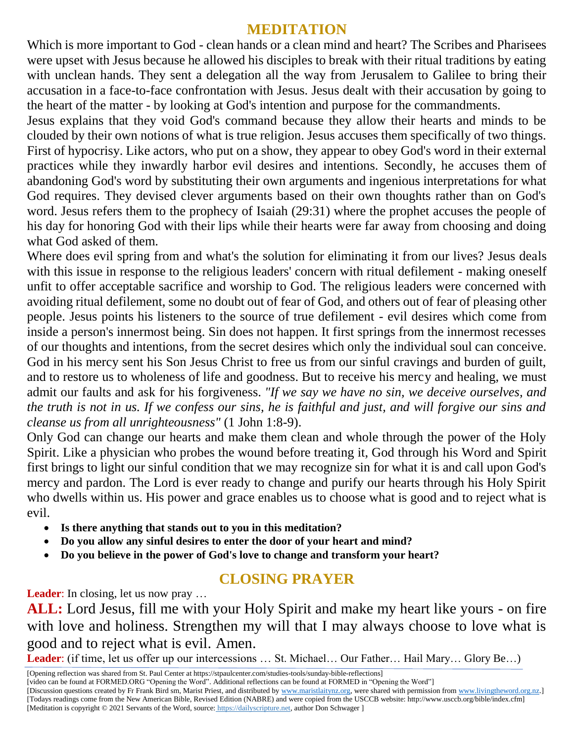## MEDITATION

Which is more important to God - clean hands or a clean mind and heart? The Scribes and Pharisees were upset with Jesus because he allowed his disciples to break with their ritual traditions by eating with unclean hands. They sent a delegation all the way from Jerusalem to Galilee to bring their accusation in a face-to-face confrontation with Jesus. Jesus dealt with their accusation by going to the heart of the matter - by looking at God's intention and purpose for the commandments.

Jesus explains that they void God's command because they allow their hearts and minds to be clouded by their own notions of what is true religion. Jesus accuses them specifically of two things. First of hypocrisy. Like actors, who put on a show, they appear to obey God's word in their external practices while they inwardly harbor evil desires and intentions. Secondly, he accuses them of abandoning God's word by substituting their own arguments and ingenious interpretations for what God requires. They devised clever arguments based on their own thoughts rather than on God's word. Jesus refers them to the prophecy of Isaiah (29:31) where the prophet accuses the people of his day for honoring God with their lips while their hearts were far away from choosing and doing what God asked of them.

Where does evil spring from and what's the solution for eliminating it from our lives? Jesus deals with this issue in response to the religious leaders' concern with ritual defilement - making oneself unfit to offer acceptable sacrifice and worship to God. The religious leaders were concerned with avoiding ritual defilement, some no doubt out of fear of God, and others out of fear of pleasing other people. Jesus points his listeners to the source of true defilement - evil desires which come from inside a person's innermost being. Sin does not happen. It first springs from the innermost recesses of our thoughts and intentions, from the secret desires which only the individual soul can conceive. God in his mercy sent his Son Jesus Christ to free us from our sinful cravings and burden of guilt, and to restore us to wholeness of life and goodness. But to receive his mercy and healing, we must admit our faults and ask for his forgiveness. *"If we say we have no sin, we deceive ourselves, and the truth is not in us. If we confess our sins, he is faithful and just, and will forgive our sins and cleanse us from all unrighteousness"* (1 John 1:8-9).

Only God can change our hearts and make them clean and whole through the power of the Holy Spirit. Like a physician who probes the wound before treating it, God through his Word and Spirit first brings to light our sinful condition that we may recognize sin for what it is and call upon God's mercy and pardon. The Lord is ever ready to change and purify our hearts through his Holy Spirit who dwells within us. His power and grace enables us to choose what is good and to reject what is evil.

- **Is there anything that stands out to you in this meditation?**
- **Do you allow any sinful desires to enter the door of your heart and mind?**
- **Do you believe in the power of God's love to change and transform your heart?**

## CLOSING PRAYER

**Leader**: In closing, let us now pray …

**ALL:** Lord Jesus, fill me with your Holy Spirit and make my heart like yours - on fire with love and holiness. Strengthen my will that I may always choose to love what is good and to reject what is evil. Amen.

**Leader**: (if time, let us offer up our intercessions … St. Michael… Our Father… Hail Mary… Glory Be…)

[Opening reflection was shared from St. Paul Center at https://stpaulcenter.com/studies-tools/sunday-bible-reflections]
[video can be found at FORMED.ORG "Opening the Word". Additional reflections can be found at FORMED in "Opening the Word"]
[Discussion questions created by Fr Frank Bird sm, Marist Priest, and distributed by www.maristlaitynz.org, were shared with permission from www.livingtheword.org.nz.]
[Todays readings come from the New American Bible, Revised Edition (NABRE) and were copied from the USCCB website: http://www.usccb.org/bible/index.cfm]
[Meditation is copyright © 2021 Servants of the Word, source: https://dailyscripture.net, author Don Schwager ]